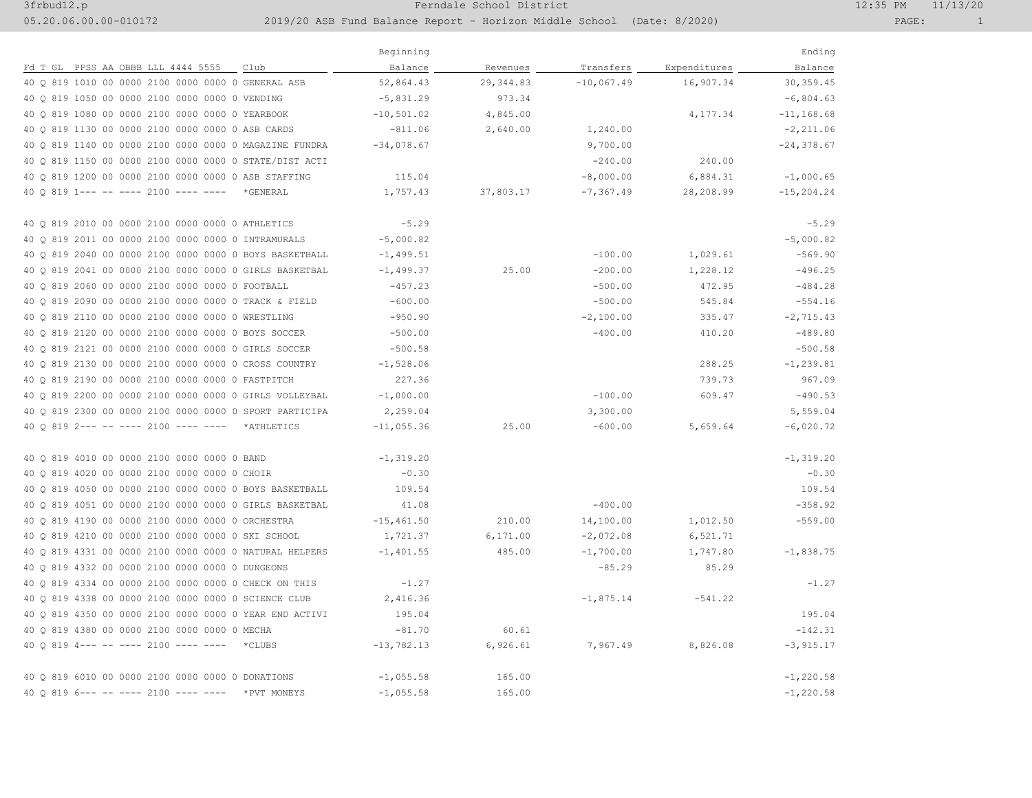Ferndale School District

2019/20 ASB Fund Balance Report - Horizon Middle School (Date: 8/2020)

| Fd T GL PPSS AA OBBB LLL 4444 5555 | Club | Beginning Balance | Revenues | Transfers | Expenditures | Ending Balance |
|---|---|---|---|---|---|---|
| 40 Q 819 1010 00 0000 2100 0000 0000 0 | GENERAL ASB | 52,864.43 | 29,344.83 | -10,067.49 | 16,907.34 | 30,359.45 |
| 40 Q 819 1050 00 0000 2100 0000 0000 0 | VENDING | -5,831.29 | 973.34 | | | -6,804.63 |
| 40 Q 819 1080 00 0000 2100 0000 0000 0 | YEARBOOK | -10,501.02 | 4,845.00 | | 4,177.34 | -11,168.68 |
| 40 Q 819 1130 00 0000 2100 0000 0000 0 | ASB CARDS | -811.06 | 2,640.00 | 1,240.00 | | -2,211.06 |
| 40 Q 819 1140 00 0000 2100 0000 0000 0 | MAGAZINE FUNDRA | -34,078.67 | | 9,700.00 | | -24,378.67 |
| 40 Q 819 1150 00 0000 2100 0000 0000 0 | STATE/DIST ACTI | | | -240.00 | 240.00 | |
| 40 Q 819 1200 00 0000 2100 0000 0000 0 | ASB STAFFING | 115.04 | | -8,000.00 | 6,884.31 | -1,000.65 |
| 40 Q 819 1--- -- ---- 2100 ---- ---- | *GENERAL | 1,757.43 | 37,803.17 | -7,367.49 | 28,208.99 | -15,204.24 |
| | | | | | | |
| 40 Q 819 2010 00 0000 2100 0000 0000 0 | ATHLETICS | -5.29 | | | | -5.29 |
| 40 Q 819 2011 00 0000 2100 0000 0000 0 | INTRAMURALS | -5,000.82 | | | | -5,000.82 |
| 40 Q 819 2040 00 0000 2100 0000 0000 0 | BOYS BASKETBALL | -1,499.51 | | -100.00 | 1,029.61 | -569.90 |
| 40 Q 819 2041 00 0000 2100 0000 0000 0 | GIRLS BASKETBAL | -1,499.37 | 25.00 | -200.00 | 1,228.12 | -496.25 |
| 40 Q 819 2060 00 0000 2100 0000 0000 0 | FOOTBALL | -457.23 | | -500.00 | 472.95 | -484.28 |
| 40 Q 819 2090 00 0000 2100 0000 0000 0 | TRACK & FIELD | -600.00 | | -500.00 | 545.84 | -554.16 |
| 40 Q 819 2110 00 0000 2100 0000 0000 0 | WRESTLING | -950.90 | | -2,100.00 | 335.47 | -2,715.43 |
| 40 Q 819 2120 00 0000 2100 0000 0000 0 | BOYS SOCCER | -500.00 | | -400.00 | 410.20 | -489.80 |
| 40 Q 819 2121 00 0000 2100 0000 0000 0 | GIRLS SOCCER | -500.58 | | | | -500.58 |
| 40 Q 819 2130 00 0000 2100 0000 0000 0 | CROSS COUNTRY | -1,528.06 | | | 288.25 | -1,239.81 |
| 40 Q 819 2190 00 0000 2100 0000 0000 0 | FASTPITCH | 227.36 | | | 739.73 | 967.09 |
| 40 Q 819 2200 00 0000 2100 0000 0000 0 | GIRLS VOLLEYBAL | -1,000.00 | | -100.00 | 609.47 | -490.53 |
| 40 Q 819 2300 00 0000 2100 0000 0000 0 | SPORT PARTICIPA | 2,259.04 | | 3,300.00 | | 5,559.04 |
| 40 Q 819 2--- -- ---- 2100 ---- ---- | *ATHLETICS | -11,055.36 | 25.00 | -600.00 | 5,659.64 | -6,020.72 |
| | | | | | | |
| 40 Q 819 4010 00 0000 2100 0000 0000 0 | BAND | -1,319.20 | | | | -1,319.20 |
| 40 Q 819 4020 00 0000 2100 0000 0000 0 | CHOIR | -0.30 | | | | -0.30 |
| 40 Q 819 4050 00 0000 2100 0000 0000 0 | BOYS BASKETBALL | 109.54 | | | | 109.54 |
| 40 Q 819 4051 00 0000 2100 0000 0000 0 | GIRLS BASKETBAL | 41.08 | | -400.00 | | -358.92 |
| 40 Q 819 4190 00 0000 2100 0000 0000 0 | ORCHESTRA | -15,461.50 | 210.00 | 14,100.00 | 1,012.50 | -559.00 |
| 40 Q 819 4210 00 0000 2100 0000 0000 0 | SKI SCHOOL | 1,721.37 | 6,171.00 | -2,072.08 | 6,521.71 | |
| 40 Q 819 4331 00 0000 2100 0000 0000 0 | NATURAL HELPERS | -1,401.55 | 485.00 | -1,700.00 | 1,747.80 | -1,838.75 |
| 40 Q 819 4332 00 0000 2100 0000 0000 0 | DUNGEONS | | | -85.29 | 85.29 | |
| 40 Q 819 4334 00 0000 2100 0000 0000 0 | CHECK ON THIS | -1.27 | | | | -1.27 |
| 40 Q 819 4338 00 0000 2100 0000 0000 0 | SCIENCE CLUB | 2,416.36 | | -1,875.14 | -541.22 | |
| 40 Q 819 4350 00 0000 2100 0000 0000 0 | YEAR END ACTIVI | 195.04 | | | | 195.04 |
| 40 Q 819 4380 00 0000 2100 0000 0000 0 | MECHA | -81.70 | 60.61 | | | -142.31 |
| 40 Q 819 4--- -- ---- 2100 ---- ---- | *CLUBS | -13,782.13 | 6,926.61 | 7,967.49 | 8,826.08 | -3,915.17 |
| | | | | | | |
| 40 Q 819 6010 00 0000 2100 0000 0000 0 | DONATIONS | -1,055.58 | 165.00 | | | -1,220.58 |
| 40 Q 819 6--- -- ---- 2100 ---- ---- | *PVT MONEYS | -1,055.58 | 165.00 | | | -1,220.58 |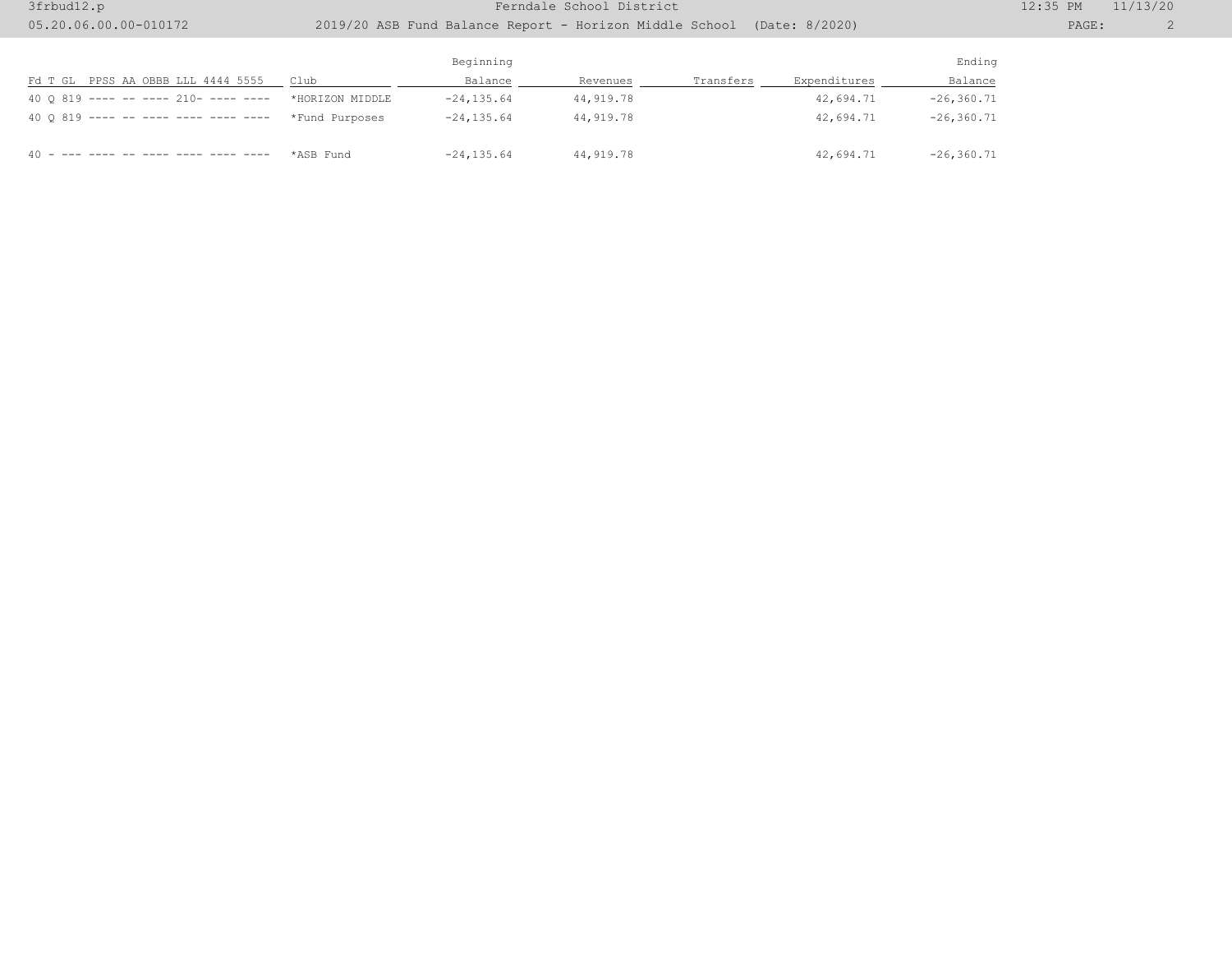Ferndale School District

2019/20 ASB Fund Balance Report - Horizon Middle School (Date: 8/2020)

| Fd T GL PPSS AA OBBB LLL 4444 5555 | Club | Beginning Balance | Revenues | Transfers | Expenditures | Ending Balance |
|---|---|---|---|---|---|---|
| 40 Q 819 ---- -- ---- 210- ---- ---- | *HORIZON MIDDLE | -24,135.64 | 44,919.78 | | 42,694.71 | -26,360.71 |
| 40 Q 819 ---- -- ---- ---- ---- ---- | *Fund Purposes | -24,135.64 | 44,919.78 | | 42,694.71 | -26,360.71 |
| 40 - --- ---- -- ---- ---- ---- ---- | *ASB Fund | -24,135.64 | 44,919.78 | | 42,694.71 | -26,360.71 |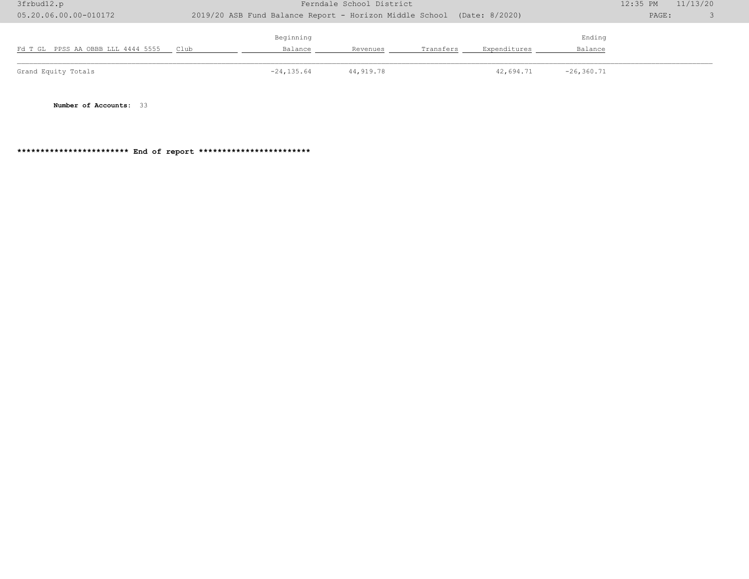| Fd T GL PPSS AA OBBB LLL 4444 5555 | Club | Beginning Balance | Revenues | Transfers | Expenditures | Ending Balance |
|---|---|---|---|---|---|---|
| Grand Equity Totals | | -24,135.64 | 44,919.78 | | 42,694.71 | -26,360.71 |

**Number of Accounts:** 33

************************ **End of report** ************************